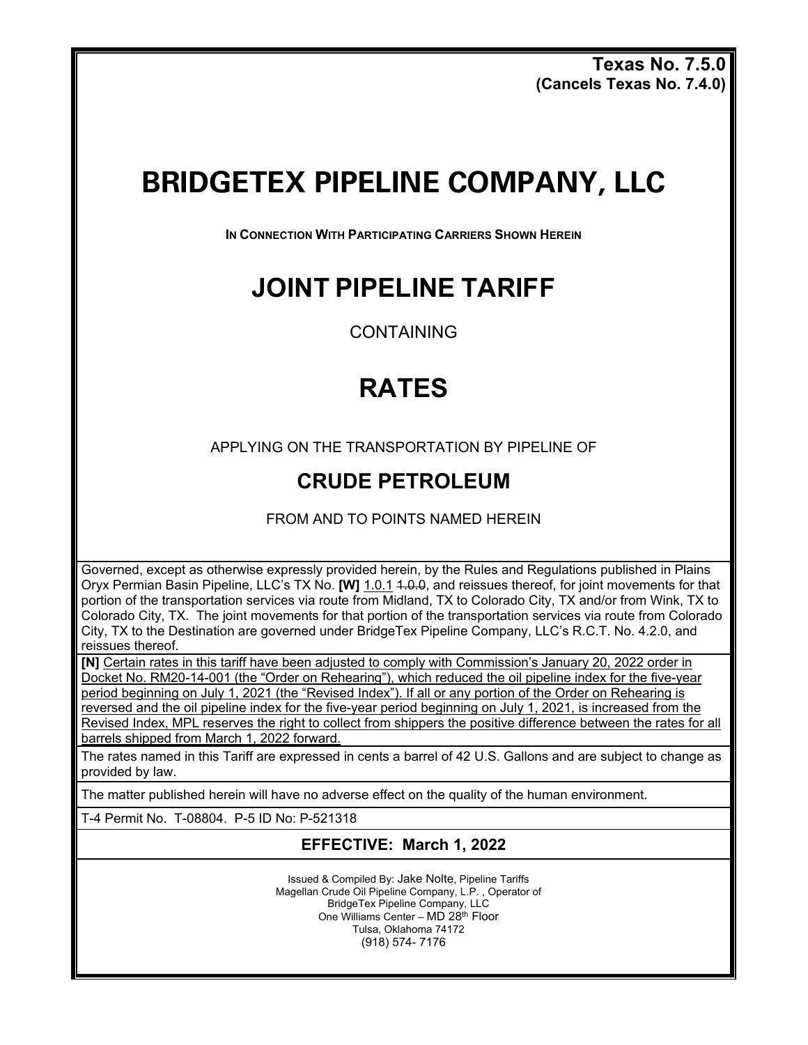**Texas No. 7.5.0**
**(Cancels Texas No. 7.4.0)**

# BRIDGETEX PIPELINE COMPANY, LLC

**IN CONNECTION WITH PARTICIPATING CARRIERS SHOWN HEREIN**

# JOINT PIPELINE TARIFF

CONTAINING

# RATES

APPLYING ON THE TRANSPORTATION BY PIPELINE OF

## CRUDE PETROLEUM

FROM AND TO POINTS NAMED HEREIN

Governed, except as otherwise expressly provided herein, by the Rules and Regulations published in Plains Oryx Permian Basin Pipeline, LLC's TX No. **[W]** <u>1.0.1</u> ~~1.0.0~~, and reissues thereof, for joint movements for that portion of the transportation services via route from Midland, TX to Colorado City, TX and/or from Wink, TX to Colorado City, TX. The joint movements for that portion of the transportation services via route from Colorado City, TX to the Destination are governed under BridgeTex Pipeline Company, LLC's R.C.T. No. 4.2.0, and reissues thereof.

**[N]** <u>Certain rates in this tariff have been adjusted to comply with Commission's January 20, 2022 order in Docket No. RM20-14-001 (the "Order on Rehearing"), which reduced the oil pipeline index for the five-year period beginning on July 1, 2021 (the "Revised Index"). If all or any portion of the Order on Rehearing is reversed and the oil pipeline index for the five-year period beginning on July 1, 2021, is increased from the Revised Index, MPL reserves the right to collect from shippers the positive difference between the rates for all barrels shipped from March 1, 2022 forward.</u>

The rates named in this Tariff are expressed in cents a barrel of 42 U.S. Gallons and are subject to change as provided by law.

The matter published herein will have no adverse effect on the quality of the human environment.

T-4 Permit No. T-08804. P-5 ID No: P-521318

**EFFECTIVE: March 1, 2022**

Issued & Compiled By: Jake Nolte, Pipeline Tariffs
Magellan Crude Oil Pipeline Company, L.P. , Operator of
BridgeTex Pipeline Company, LLC
One Williams Center – MD 28th Floor
Tulsa, Oklahoma 74172
(918) 574- 7176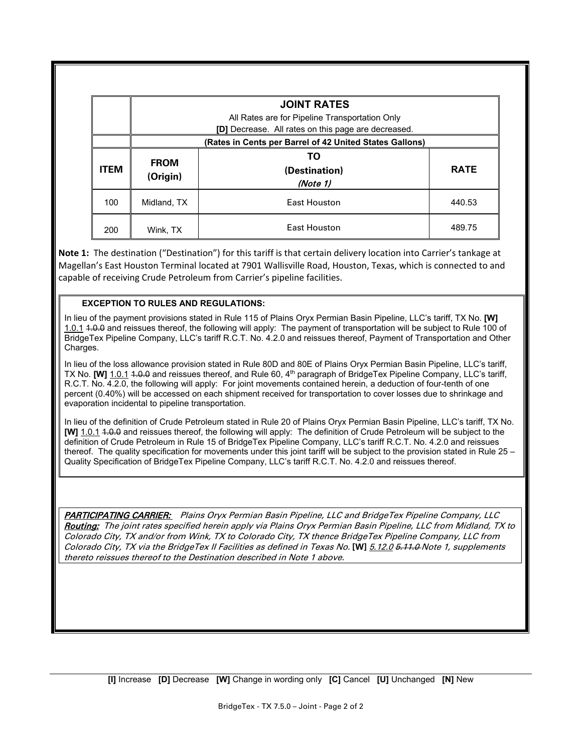| | JOINT RATES<br>All Rates are for Pipeline Transportation Only<br>**[D]** Decrease. All rates on this page are decreased. | | |
|---|---|---|---|
| | **(Rates in Cents per Barrel of 42 United States Gallons)** | | |
| **ITEM** | **FROM (Origin)** | **TO (Destination)** *(Note 1)* | **RATE** |
| 100 | Midland, TX | East Houston | 440.53 |
| 200 | Wink, TX | East Houston | 489.75 |

**Note 1:** The destination ("Destination") for this tariff is that certain delivery location into Carrier's tankage at Magellan's East Houston Terminal located at 7901 Wallisville Road, Houston, Texas, which is connected to and capable of receiving Crude Petroleum from Carrier's pipeline facilities.

**EXCEPTION TO RULES AND REGULATIONS:**

In lieu of the payment provisions stated in Rule 115 of Plains Oryx Permian Basin Pipeline, LLC's tariff, TX No. **[W]** 1.0.1 ~~1.0.0~~ and reissues thereof, the following will apply: The payment of transportation will be subject to Rule 100 of BridgeTex Pipeline Company, LLC's tariff R.C.T. No. 4.2.0 and reissues thereof, Payment of Transportation and Other Charges.

In lieu of the loss allowance provision stated in Rule 80D and 80E of Plains Oryx Permian Basin Pipeline, LLC's tariff, TX No. **[W]** 1.0.1 ~~1.0.0~~ and reissues thereof, and Rule 60, 4th paragraph of BridgeTex Pipeline Company, LLC's tariff, R.C.T. No. 4.2.0, the following will apply: For joint movements contained herein, a deduction of four-tenth of one percent (0.40%) will be accessed on each shipment received for transportation to cover losses due to shrinkage and evaporation incidental to pipeline transportation.

In lieu of the definition of Crude Petroleum stated in Rule 20 of Plains Oryx Permian Basin Pipeline, LLC's tariff, TX No. **[W]** 1.0.1 ~~1.0.0~~ and reissues thereof, the following will apply: The definition of Crude Petroleum will be subject to the definition of Crude Petroleum in Rule 15 of BridgeTex Pipeline Company, LLC's tariff R.C.T. No. 4.2.0 and reissues thereof. The quality specification for movements under this joint tariff will be subject to the provision stated in Rule 25 – Quality Specification of BridgeTex Pipeline Company, LLC's tariff R.C.T. No. 4.2.0 and reissues thereof.

***PARTICIPATING CARRIER:*** *Plains Oryx Permian Basin Pipeline, LLC and BridgeTex Pipeline Company, LLC*
***Routing:*** *The joint rates specified herein apply via Plains Oryx Permian Basin Pipeline, LLC from Midland, TX to Colorado City, TX and/or from Wink, TX to Colorado City, TX thence BridgeTex Pipeline Company, LLC from Colorado City, TX via the BridgeTex II Facilities as defined in Texas No.* **[W]** *5.12.0* ~~*5.11.0*~~ *Note 1, supplements thereto reissues thereof to the Destination described in Note 1 above.*

**[I]** Increase **[D]** Decrease **[W]** Change in wording only **[C]** Cancel **[U]** Unchanged **[N]** New